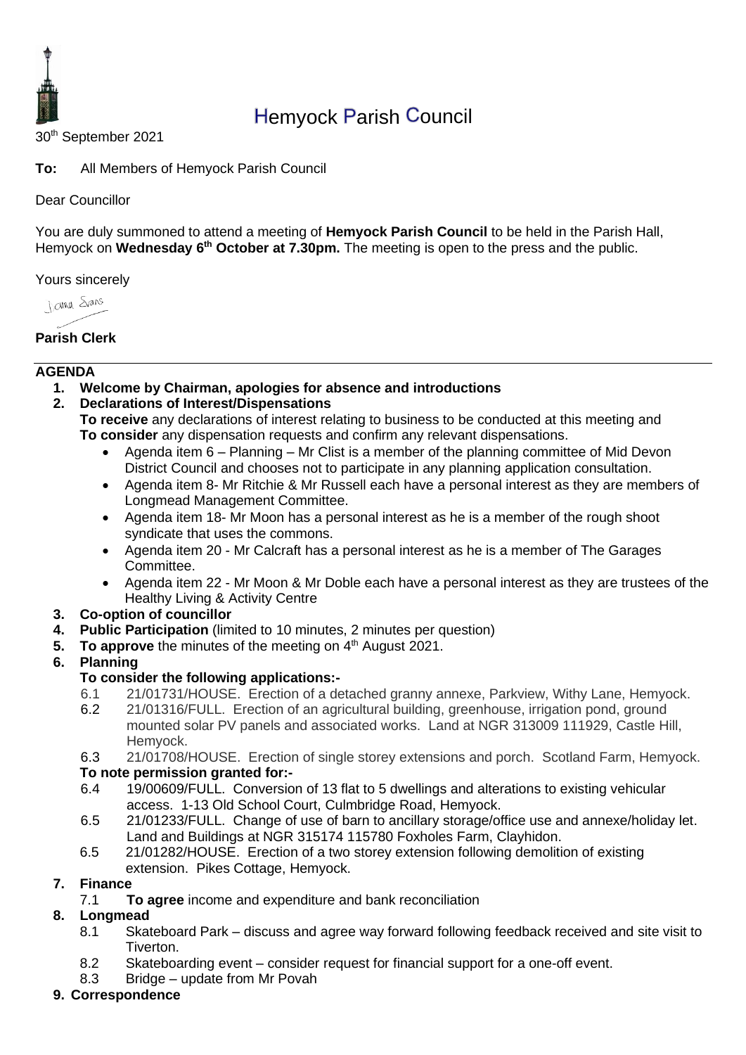# Hemyock Parish Council

30th September 2021

**To:** All Members of Hemyock Parish Council

Dear Councillor

You are duly summoned to attend a meeting of **Hemyock Parish Council** to be held in the Parish Hall, Hemyock on **Wednesday 6th October at 7.30pm.** The meeting is open to the press and the public.

Yours sincerely

Joanna Evans

**Parish Clerk**

---

## AGENDA

1. **Welcome by Chairman, apologies for absence and introductions**
2. **Declarations of Interest/Dispensations**
   **To receive** any declarations of interest relating to business to be conducted at this meeting and **To consider** any dispensation requests and confirm any relevant dispensations.
   - Agenda item 6 – Planning – Mr Clist is a member of the planning committee of Mid Devon District Council and chooses not to participate in any planning application consultation.
   - Agenda item 8- Mr Ritchie & Mr Russell each have a personal interest as they are members of Longmead Management Committee.
   - Agenda item 18- Mr Moon has a personal interest as he is a member of the rough shoot syndicate that uses the commons.
   - Agenda item 20 - Mr Calcraft has a personal interest as he is a member of The Garages Committee.
   - Agenda item 22 - Mr Moon & Mr Doble each have a personal interest as they are trustees of the Healthy Living & Activity Centre
3. **Co-option of councillor**
4. **Public Participation** (limited to 10 minutes, 2 minutes per question)
5. **To approve** the minutes of the meeting on 4th August 2021.
6. **Planning**
   **To consider the following applications:-**
   - 6.1 21/01731/HOUSE. Erection of a detached granny annexe, Parkview, Withy Lane, Hemyock.
   - 6.2 21/01316/FULL. Erection of an agricultural building, greenhouse, irrigation pond, ground mounted solar PV panels and associated works. Land at NGR 313009 111929, Castle Hill, Hemyock.
   - 6.3 21/01708/HOUSE. Erection of single storey extensions and porch. Scotland Farm, Hemyock.

   **To note permission granted for:-**
   - 6.4 19/00609/FULL. Conversion of 13 flat to 5 dwellings and alterations to existing vehicular access. 1-13 Old School Court, Culmbridge Road, Hemyock.
   - 6.5 21/01233/FULL. Change of use of barn to ancillary storage/office use and annexe/holiday let. Land and Buildings at NGR 315174 115780 Foxholes Farm, Clayhidon.
   - 6.5 21/01282/HOUSE. Erection of a two storey extension following demolition of existing extension. Pikes Cottage, Hemyock.
7. **Finance**
   - 7.1 **To agree** income and expenditure and bank reconciliation
8. **Longmead**
   - 8.1 Skateboard Park – discuss and agree way forward following feedback received and site visit to Tiverton.
   - 8.2 Skateboarding event – consider request for financial support for a one-off event.
   - 8.3 Bridge – update from Mr Povah
9. **Correspondence**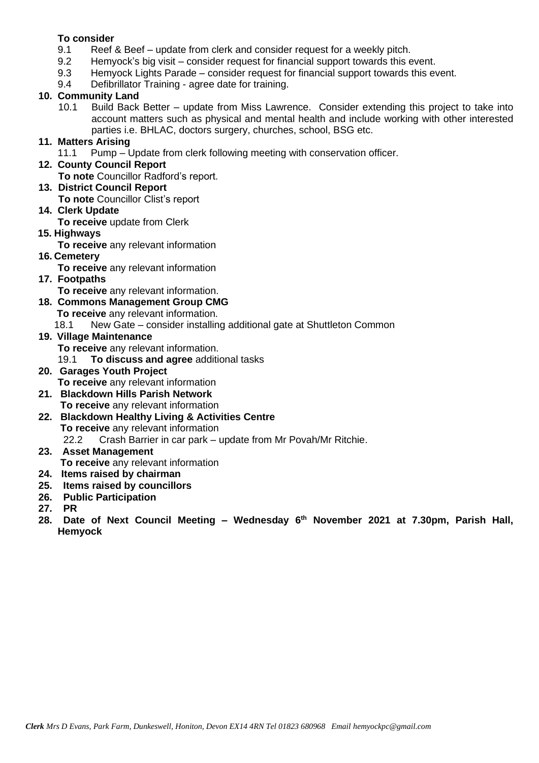**To consider**

- 9.1 Reef & Beef – update from clerk and consider request for a weekly pitch.
- 9.2 Hemyock's big visit – consider request for financial support towards this event.
- 9.3 Hemyock Lights Parade – consider request for financial support towards this event.
- 9.4 Defibrillator Training - agree date for training.

**10. Community Land**

- 10.1 Build Back Better – update from Miss Lawrence. Consider extending this project to take into account matters such as physical and mental health and include working with other interested parties i.e. BHLAC, doctors surgery, churches, school, BSG etc.

**11. Matters Arising**

- 11.1 Pump – Update from clerk following meeting with conservation officer.

**12. County Council Report**

**To note** Councillor Radford's report.

**13. District Council Report**

**To note** Councillor Clist's report

**14. Clerk Update**

**To receive** update from Clerk

**15. Highways**

**To receive** any relevant information

**16. Cemetery**

**To receive** any relevant information

**17. Footpaths**

**To receive** any relevant information.

**18. Commons Management Group CMG**

**To receive** any relevant information.

- 18.1 New Gate – consider installing additional gate at Shuttleton Common

**19. Village Maintenance**

**To receive** any relevant information.

- 19.1 **To discuss and agree** additional tasks

**20. Garages Youth Project**

**To receive** any relevant information

**21. Blackdown Hills Parish Network**

**To receive** any relevant information

**22. Blackdown Healthy Living & Activities Centre**

**To receive** any relevant information

- 22.2 Crash Barrier in car park – update from Mr Povah/Mr Ritchie.

**23. Asset Management**

**To receive** any relevant information

**24. Items raised by chairman**

**25. Items raised by councillors**

**26. Public Participation**

**27. PR**

**28. Date of Next Council Meeting – Wednesday 6th November 2021 at 7.30pm, Parish Hall, Hemyock**

***Clerk*** *Mrs D Evans, Park Farm, Dunkeswell, Honiton, Devon EX14 4RN Tel 01823 680968 Email hemyockpc@gmail.com*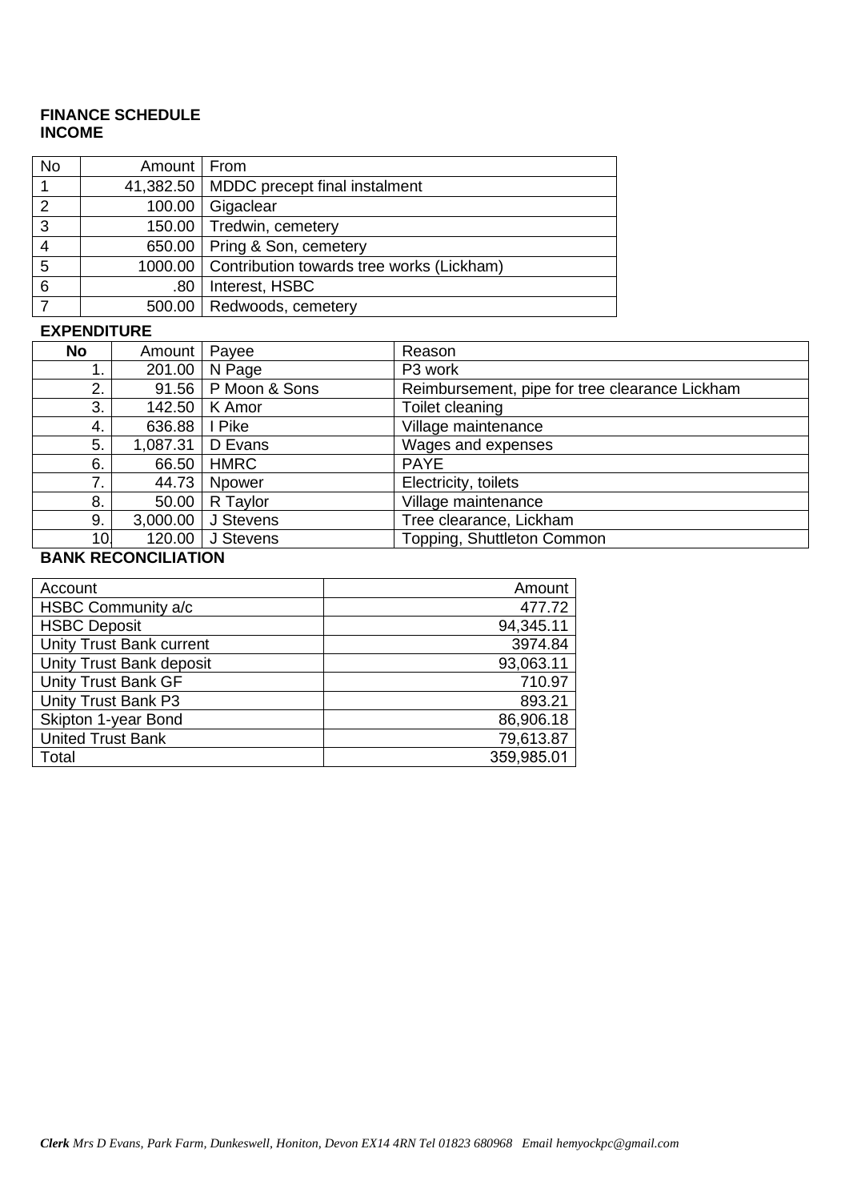**FINANCE SCHEDULE**
**INCOME**

| No | Amount | From |
|---|---|---|
| 1 | 41,382.50 | MDDC precept final instalment |
| 2 | 100.00 | Gigaclear |
| 3 | 150.00 | Tredwin, cemetery |
| 4 | 650.00 | Pring & Son, cemetery |
| 5 | 1000.00 | Contribution towards tree works (Lickham) |
| 6 | .80 | Interest, HSBC |
| 7 | 500.00 | Redwoods, cemetery |

**EXPENDITURE**

| No | Amount | Payee | Reason |
|---|---|---|---|
| 1. | 201.00 | N Page | P3 work |
| 2. | 91.56 | P Moon & Sons | Reimbursement, pipe for tree clearance Lickham |
| 3. | 142.50 | K Amor | Toilet cleaning |
| 4. | 636.88 | I Pike | Village maintenance |
| 5. | 1,087.31 | D Evans | Wages and expenses |
| 6. | 66.50 | HMRC | PAYE |
| 7. | 44.73 | Npower | Electricity, toilets |
| 8. | 50.00 | R Taylor | Village maintenance |
| 9. | 3,000.00 | J Stevens | Tree clearance, Lickham |
| 10. | 120.00 | J Stevens | Topping, Shuttleton Common |

**BANK RECONCILIATION**

| Account | Amount |
|---|---|
| HSBC Community a/c | 477.72 |
| HSBC Deposit | 94,345.11 |
| Unity Trust Bank current | 3974.84 |
| Unity Trust Bank deposit | 93,063.11 |
| Unity Trust Bank GF | 710.97 |
| Unity Trust Bank P3 | 893.21 |
| Skipton 1-year Bond | 86,906.18 |
| United Trust Bank | 79,613.87 |
| Total | 359,985.01 |

***Clerk*** *Mrs D Evans, Park Farm, Dunkeswell, Honiton, Devon EX14 4RN Tel 01823 680968 Email hemyockpc@gmail.com*